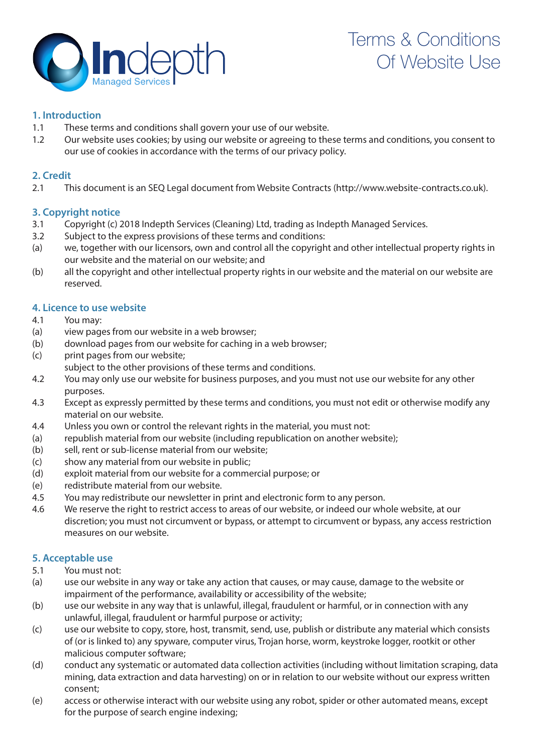# Terms & Conditions Of Website Use

Indepth Managed Services

## 1. Introduction

1.1 These terms and conditions shall govern your use of our website.

1.2 Our website uses cookies; by using our website or agreeing to these terms and conditions, you consent to our use of cookies in accordance with the terms of our privacy policy.

## 2. Credit

2.1 This document is an SEQ Legal document from Website Contracts (http://www.website-contracts.co.uk).

## 3. Copyright notice

3.1 Copyright (c) 2018 Indepth Services (Cleaning) Ltd, trading as Indepth Managed Services.

3.2 Subject to the express provisions of these terms and conditions:

(a) we, together with our licensors, own and control all the copyright and other intellectual property rights in our website and the material on our website; and

(b) all the copyright and other intellectual property rights in our website and the material on our website are reserved.

## 4. Licence to use website

4.1 You may:

(a) view pages from our website in a web browser;

(b) download pages from our website for caching in a web browser;

(c) print pages from our website;

subject to the other provisions of these terms and conditions.

4.2 You may only use our website for business purposes, and you must not use our website for any other purposes.

4.3 Except as expressly permitted by these terms and conditions, you must not edit or otherwise modify any material on our website.

4.4 Unless you own or control the relevant rights in the material, you must not:

(a) republish material from our website (including republication on another website);

(b) sell, rent or sub-license material from our website;

(c) show any material from our website in public;

(d) exploit material from our website for a commercial purpose; or

(e) redistribute material from our website.

4.5 You may redistribute our newsletter in print and electronic form to any person.

4.6 We reserve the right to restrict access to areas of our website, or indeed our whole website, at our discretion; you must not circumvent or bypass, or attempt to circumvent or bypass, any access restriction measures on our website.

## 5. Acceptable use

5.1 You must not:

(a) use our website in any way or take any action that causes, or may cause, damage to the website or impairment of the performance, availability or accessibility of the website;

(b) use our website in any way that is unlawful, illegal, fraudulent or harmful, or in connection with any unlawful, illegal, fraudulent or harmful purpose or activity;

(c) use our website to copy, store, host, transmit, send, use, publish or distribute any material which consists of (or is linked to) any spyware, computer virus, Trojan horse, worm, keystroke logger, rootkit or other malicious computer software;

(d) conduct any systematic or automated data collection activities (including without limitation scraping, data mining, data extraction and data harvesting) on or in relation to our website without our express written consent;

(e) access or otherwise interact with our website using any robot, spider or other automated means, except for the purpose of search engine indexing;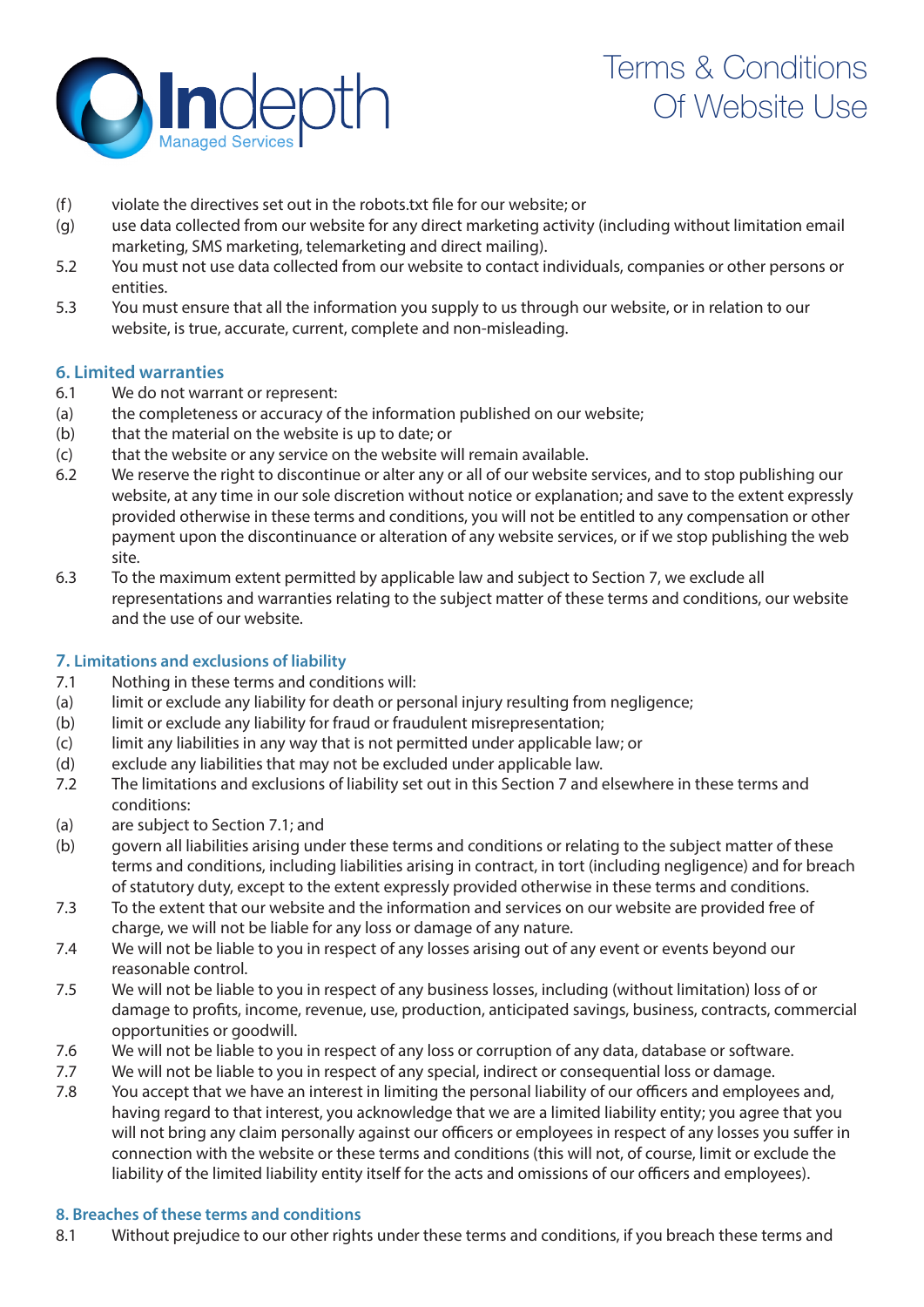(f) violate the directives set out in the robots.txt file for our website; or

(g) use data collected from our website for any direct marketing activity (including without limitation email marketing, SMS marketing, telemarketing and direct mailing).

5.2 You must not use data collected from our website to contact individuals, companies or other persons or entities.

5.3 You must ensure that all the information you supply to us through our website, or in relation to our website, is true, accurate, current, complete and non-misleading.

## 6. Limited warranties

6.1 We do not warrant or represent:

(a) the completeness or accuracy of the information published on our website;

(b) that the material on the website is up to date; or

(c) that the website or any service on the website will remain available.

6.2 We reserve the right to discontinue or alter any or all of our website services, and to stop publishing our website, at any time in our sole discretion without notice or explanation; and save to the extent expressly provided otherwise in these terms and conditions, you will not be entitled to any compensation or other payment upon the discontinuance or alteration of any website services, or if we stop publishing the web site.

6.3 To the maximum extent permitted by applicable law and subject to Section 7, we exclude all representations and warranties relating to the subject matter of these terms and conditions, our website and the use of our website.

## 7. Limitations and exclusions of liability

7.1 Nothing in these terms and conditions will:

(a) limit or exclude any liability for death or personal injury resulting from negligence;

(b) limit or exclude any liability for fraud or fraudulent misrepresentation;

(c) limit any liabilities in any way that is not permitted under applicable law; or

(d) exclude any liabilities that may not be excluded under applicable law.

7.2 The limitations and exclusions of liability set out in this Section 7 and elsewhere in these terms and conditions:

(a) are subject to Section 7.1; and

(b) govern all liabilities arising under these terms and conditions or relating to the subject matter of these terms and conditions, including liabilities arising in contract, in tort (including negligence) and for breach of statutory duty, except to the extent expressly provided otherwise in these terms and conditions.

7.3 To the extent that our website and the information and services on our website are provided free of charge, we will not be liable for any loss or damage of any nature.

7.4 We will not be liable to you in respect of any losses arising out of any event or events beyond our reasonable control.

7.5 We will not be liable to you in respect of any business losses, including (without limitation) loss of or damage to profits, income, revenue, use, production, anticipated savings, business, contracts, commercial opportunities or goodwill.

7.6 We will not be liable to you in respect of any loss or corruption of any data, database or software.

7.7 We will not be liable to you in respect of any special, indirect or consequential loss or damage.

7.8 You accept that we have an interest in limiting the personal liability of our officers and employees and, having regard to that interest, you acknowledge that we are a limited liability entity; you agree that you will not bring any claim personally against our officers or employees in respect of any losses you suffer in connection with the website or these terms and conditions (this will not, of course, limit or exclude the liability of the limited liability entity itself for the acts and omissions of our officers and employees).

## 8. Breaches of these terms and conditions

8.1 Without prejudice to our other rights under these terms and conditions, if you breach these terms and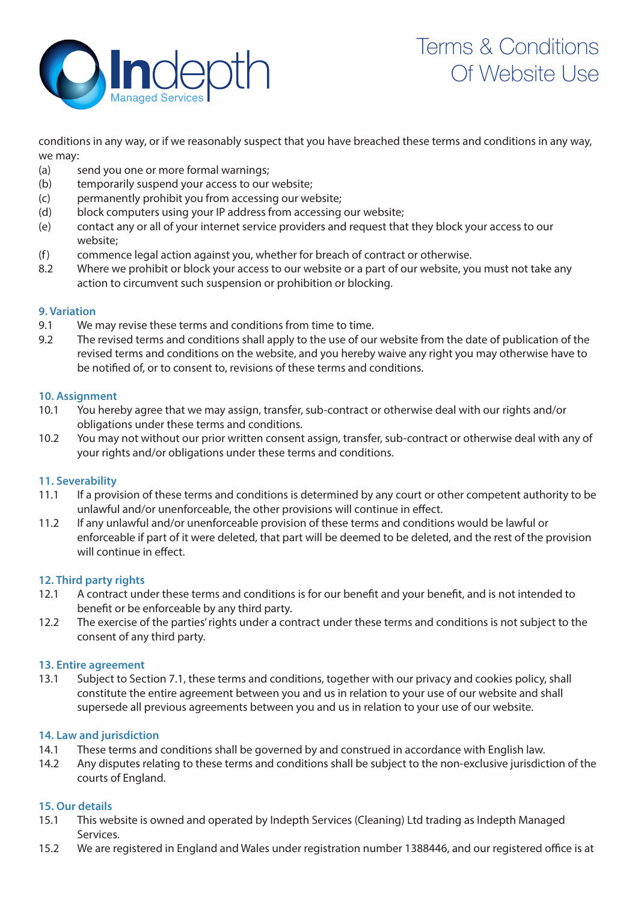conditions in any way, or if we reasonably suspect that you have breached these terms and conditions in any way, we may:

(a) send you one or more formal warnings;
(b) temporarily suspend your access to our website;
(c) permanently prohibit you from accessing our website;
(d) block computers using your IP address from accessing our website;
(e) contact any or all of your internet service providers and request that they block your access to our website;
(f) commence legal action against you, whether for breach of contract or otherwise.

8.2 Where we prohibit or block your access to our website or a part of our website, you must not take any action to circumvent such suspension or prohibition or blocking.

### 9. Variation

9.1 We may revise these terms and conditions from time to time.

9.2 The revised terms and conditions shall apply to the use of our website from the date of publication of the revised terms and conditions on the website, and you hereby waive any right you may otherwise have to be notified of, or to consent to, revisions of these terms and conditions.

### 10. Assignment

10.1 You hereby agree that we may assign, transfer, sub-contract or otherwise deal with our rights and/or obligations under these terms and conditions.

10.2 You may not without our prior written consent assign, transfer, sub-contract or otherwise deal with any of your rights and/or obligations under these terms and conditions.

### 11. Severability

11.1 If a provision of these terms and conditions is determined by any court or other competent authority to be unlawful and/or unenforceable, the other provisions will continue in effect.

11.2 If any unlawful and/or unenforceable provision of these terms and conditions would be lawful or enforceable if part of it were deleted, that part will be deemed to be deleted, and the rest of the provision will continue in effect.

### 12. Third party rights

12.1 A contract under these terms and conditions is for our benefit and your benefit, and is not intended to benefit or be enforceable by any third party.

12.2 The exercise of the parties' rights under a contract under these terms and conditions is not subject to the consent of any third party.

### 13. Entire agreement

13.1 Subject to Section 7.1, these terms and conditions, together with our privacy and cookies policy, shall constitute the entire agreement between you and us in relation to your use of our website and shall supersede all previous agreements between you and us in relation to your use of our website.

### 14. Law and jurisdiction

14.1 These terms and conditions shall be governed by and construed in accordance with English law.

14.2 Any disputes relating to these terms and conditions shall be subject to the non-exclusive jurisdiction of the courts of England.

### 15. Our details

15.1 This website is owned and operated by Indepth Services (Cleaning) Ltd trading as Indepth Managed Services.

15.2 We are registered in England and Wales under registration number 1388446, and our registered office is at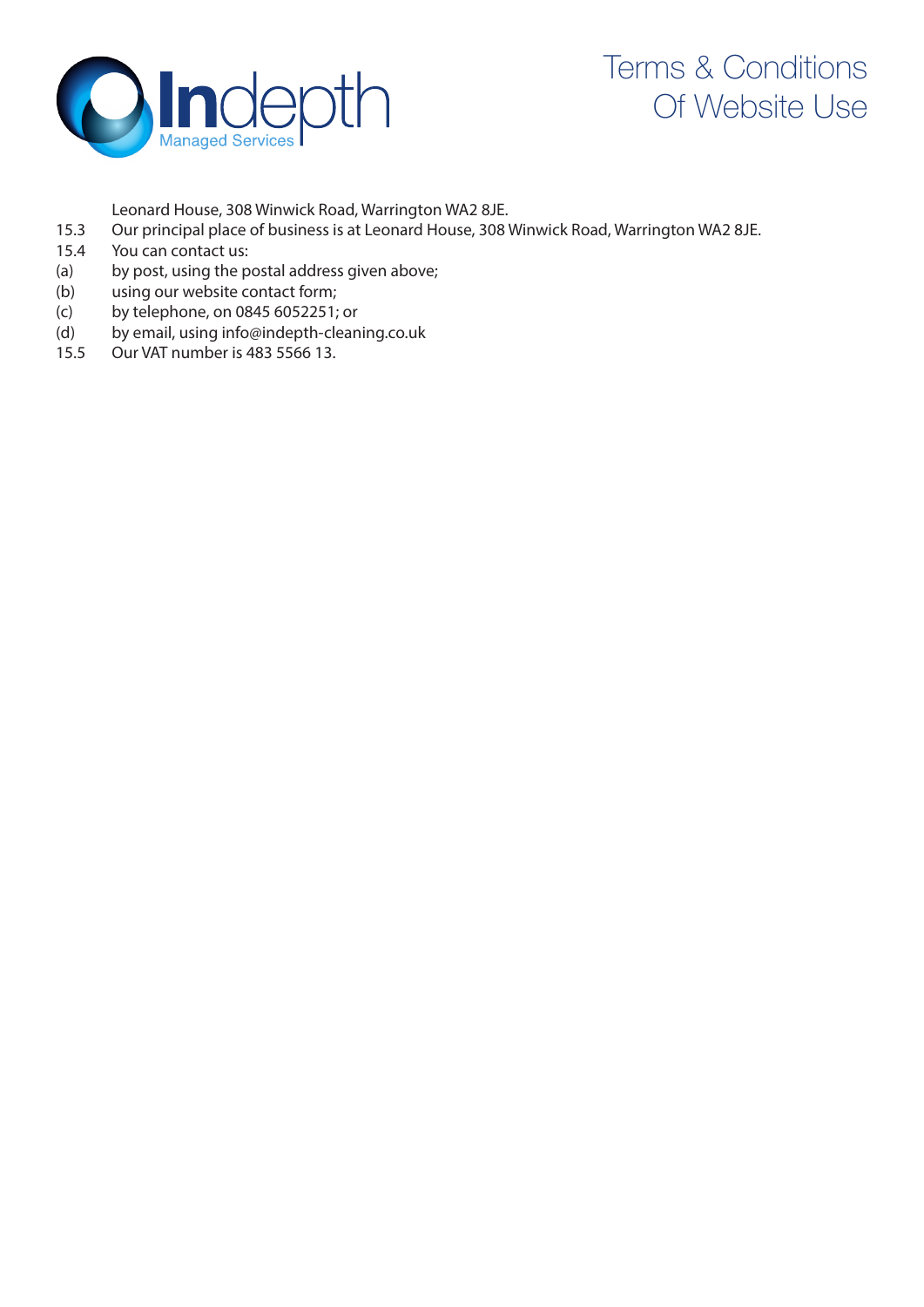Leonard House, 308 Winwick Road, Warrington WA2 8JE.

15.3 Our principal place of business is at Leonard House, 308 Winwick Road, Warrington WA2 8JE.

15.4 You can contact us:

(a) by post, using the postal address given above;

(b) using our website contact form;

(c) by telephone, on 0845 6052251; or

(d) by email, using info@indepth-cleaning.co.uk

15.5 Our VAT number is 483 5566 13.